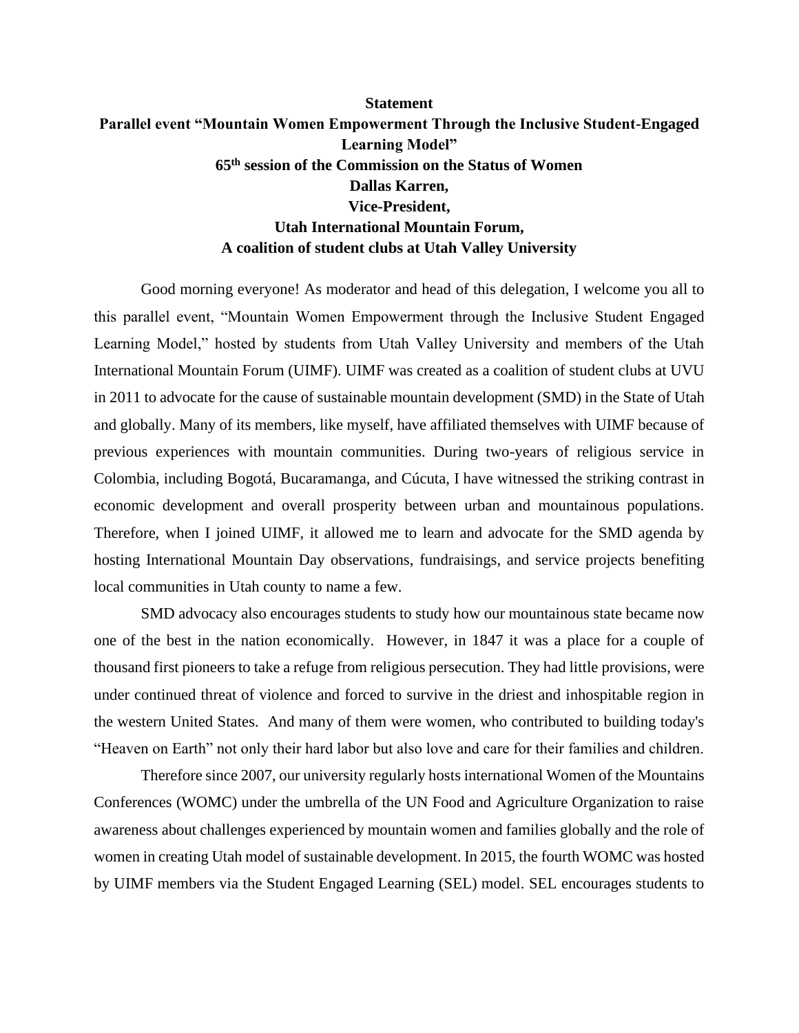**Statement**

**Parallel event "Mountain Women Empowerment Through the Inclusive Student-Engaged Learning Model"**

**65th session of the Commission on the Status of Women**

**Dallas Karren,**

**Vice-President,**

**Utah International Mountain Forum,**

**A coalition of student clubs at Utah Valley University**

Good morning everyone! As moderator and head of this delegation, I welcome you all to this parallel event, "Mountain Women Empowerment through the Inclusive Student Engaged Learning Model," hosted by students from Utah Valley University and members of the Utah International Mountain Forum (UIMF). UIMF was created as a coalition of student clubs at UVU in 2011 to advocate for the cause of sustainable mountain development (SMD) in the State of Utah and globally. Many of its members, like myself, have affiliated themselves with UIMF because of previous experiences with mountain communities. During two-years of religious service in Colombia, including Bogotá, Bucaramanga, and Cúcuta, I have witnessed the striking contrast in economic development and overall prosperity between urban and mountainous populations. Therefore, when I joined UIMF, it allowed me to learn and advocate for the SMD agenda by hosting International Mountain Day observations, fundraisings, and service projects benefiting local communities in Utah county to name a few.

SMD advocacy also encourages students to study how our mountainous state became now one of the best in the nation economically. However, in 1847 it was a place for a couple of thousand first pioneers to take a refuge from religious persecution. They had little provisions, were under continued threat of violence and forced to survive in the driest and inhospitable region in the western United States. And many of them were women, who contributed to building today's "Heaven on Earth" not only their hard labor but also love and care for their families and children.

Therefore since 2007, our university regularly hosts international Women of the Mountains Conferences (WOMC) under the umbrella of the UN Food and Agriculture Organization to raise awareness about challenges experienced by mountain women and families globally and the role of women in creating Utah model of sustainable development. In 2015, the fourth WOMC was hosted by UIMF members via the Student Engaged Learning (SEL) model. SEL encourages students to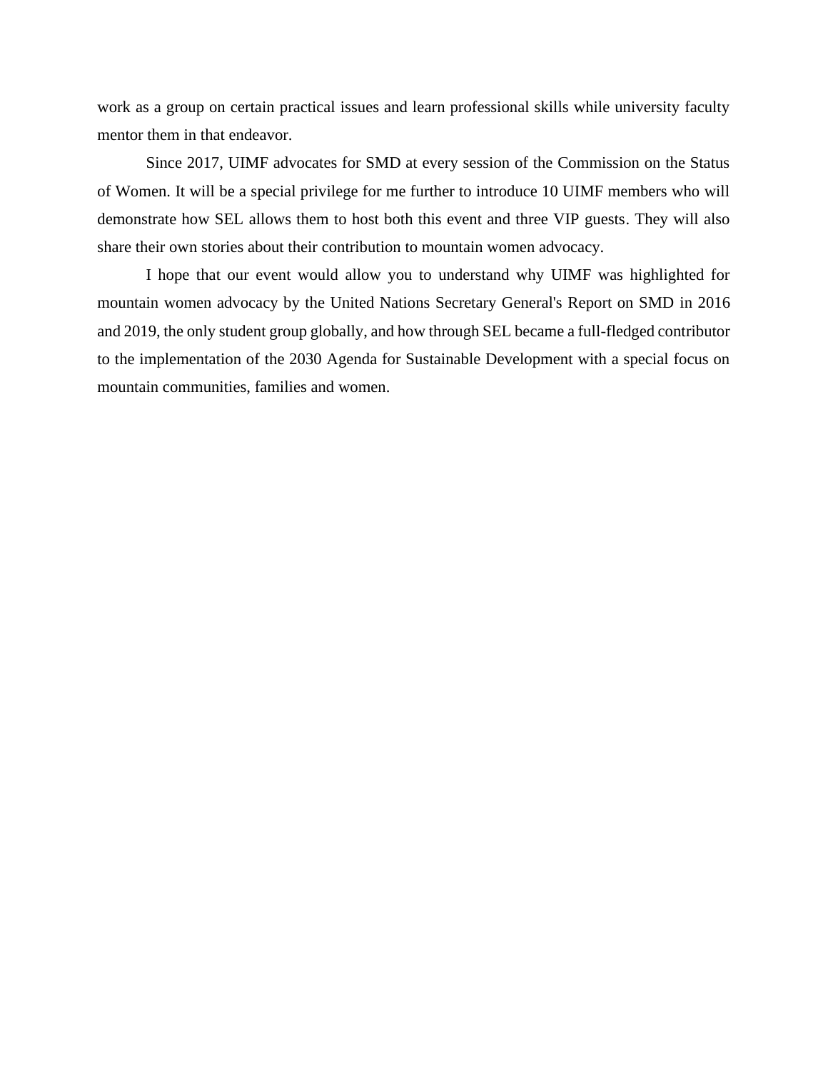work as a group on certain practical issues and learn professional skills while university faculty mentor them in that endeavor.

Since 2017, UIMF advocates for SMD at every session of the Commission on the Status of Women. It will be a special privilege for me further to introduce 10 UIMF members who will demonstrate how SEL allows them to host both this event and three VIP guests. They will also share their own stories about their contribution to mountain women advocacy.

I hope that our event would allow you to understand why UIMF was highlighted for mountain women advocacy by the United Nations Secretary General's Report on SMD in 2016 and 2019, the only student group globally, and how through SEL became a full-fledged contributor to the implementation of the 2030 Agenda for Sustainable Development with a special focus on mountain communities, families and women.